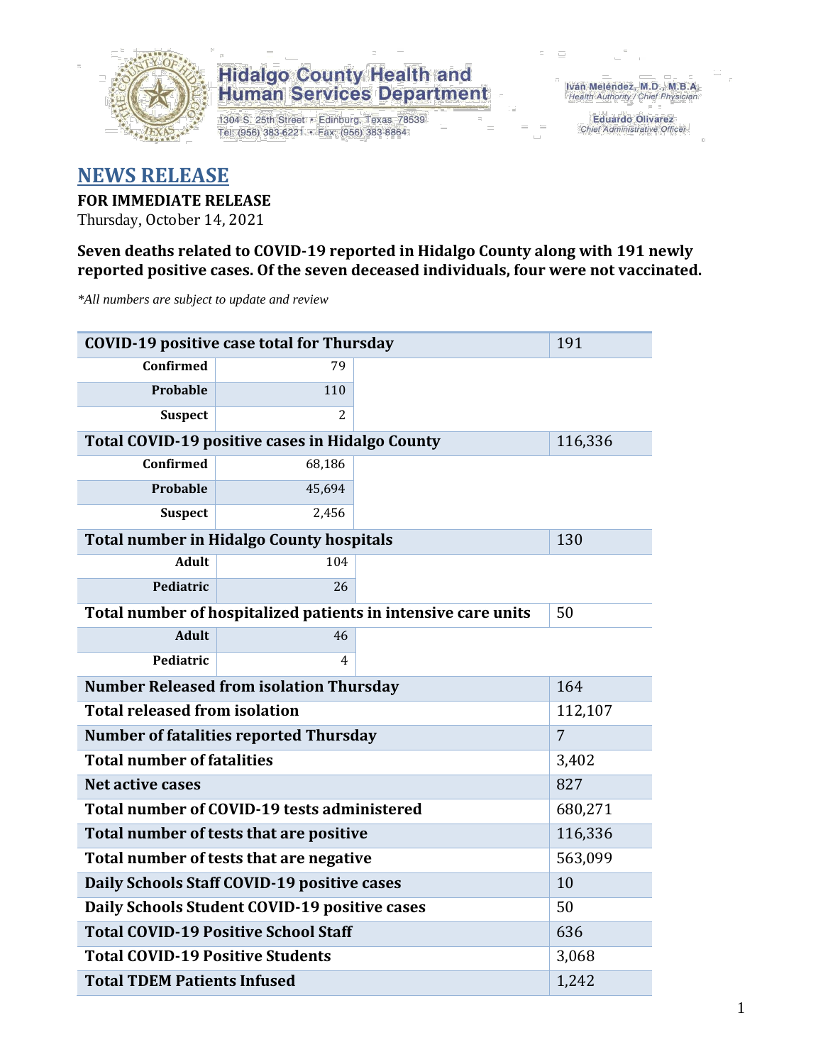Hidalgo County Health and Human Services Department

1304 S. 25th Street • Edinburg, Texas 78539
Tel: (956) 383-6221 • Fax: (956) 383-8864

Iván Meléndez, M.D., M.B.A.
*Health Authority / Chief Physician*

Eduardo Olivarez
*Chief Administrative Officer*

# NEWS RELEASE

**FOR IMMEDIATE RELEASE**
Thursday, October 14, 2021

**Seven deaths related to COVID-19 reported in Hidalgo County along with 191 newly reported positive cases. Of the seven deceased individuals, four were not vaccinated.**

*\*All numbers are subject to update and review*

| | | |
|---|---|---|
| **COVID-19 positive case total for Thursday** | | 191 |
| **Confirmed** | 79 | |
| **Probable** | 110 | |
| **Suspect** | 2 | |
| **Total COVID-19 positive cases in Hidalgo County** | | 116,336 |
| **Confirmed** | 68,186 | |
| **Probable** | 45,694 | |
| **Suspect** | 2,456 | |
| **Total number in Hidalgo County hospitals** | | 130 |
| **Adult** | 104 | |
| **Pediatric** | 26 | |
| **Total number of hospitalized patients in intensive care units** | | 50 |
| **Adult** | 46 | |
| **Pediatric** | 4 | |
| **Number Released from isolation Thursday** | | 164 |
| **Total released from isolation** | | 112,107 |
| **Number of fatalities reported Thursday** | | 7 |
| **Total number of fatalities** | | 3,402 |
| **Net active cases** | | 827 |
| **Total number of COVID-19 tests administered** | | 680,271 |
| **Total number of tests that are positive** | | 116,336 |
| **Total number of tests that are negative** | | 563,099 |
| **Daily Schools Staff COVID-19 positive cases** | | 10 |
| **Daily Schools Student COVID-19 positive cases** | | 50 |
| **Total COVID-19 Positive School Staff** | | 636 |
| **Total COVID-19 Positive Students** | | 3,068 |
| **Total TDEM Patients Infused** | | 1,242 |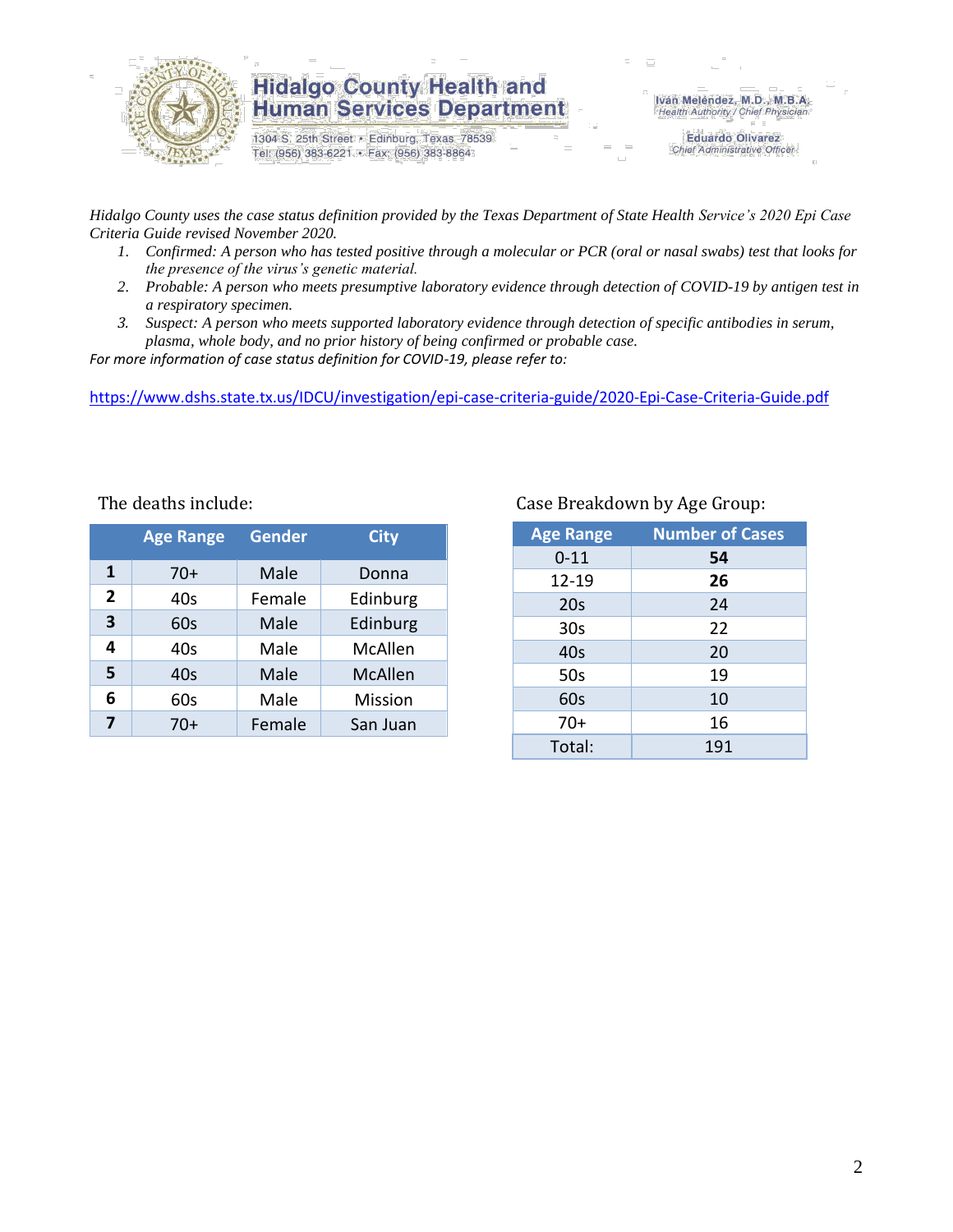# Hidalgo County Health and Human Services Department

1304 S. 25th Street • Edinburg, Texas 78539
Tel: (956) 383-6221 • Fax: (956) 383-8864

Iván Meléndez, M.D., M.B.A.
*Health Authority / Chief Physician*

Eduardo Olivarez
*Chief Administrative Officer*

*Hidalgo County uses the case status definition provided by the Texas Department of State Health Service's 2020 Epi Case Criteria Guide revised November 2020.*

1. *Confirmed: A person who has tested positive through a molecular or PCR (oral or nasal swabs) test that looks for the presence of the virus's genetic material.*
2. *Probable: A person who meets presumptive laboratory evidence through detection of COVID-19 by antigen test in a respiratory specimen.*
3. *Suspect: A person who meets supported laboratory evidence through detection of specific antibodies in serum, plasma, whole body, and no prior history of being confirmed or probable case.*

*For more information of case status definition for COVID-19, please refer to:*

https://www.dshs.state.tx.us/IDCU/investigation/epi-case-criteria-guide/2020-Epi-Case-Criteria-Guide.pdf

The deaths include:

| | Age Range | Gender | City |
|---|---|---|---|
| **1** | 70+ | Male | Donna |
| **2** | 40s | Female | Edinburg |
| **3** | 60s | Male | Edinburg |
| **4** | 40s | Male | McAllen |
| **5** | 40s | Male | McAllen |
| **6** | 60s | Male | Mission |
| **7** | 70+ | Female | San Juan |

Case Breakdown by Age Group:

| Age Range | Number of Cases |
|---|---|
| 0-11 | **54** |
| 12-19 | **26** |
| 20s | 24 |
| 30s | 22 |
| 40s | 20 |
| 50s | 19 |
| 60s | 10 |
| 70+ | 16 |
| Total: | 191 |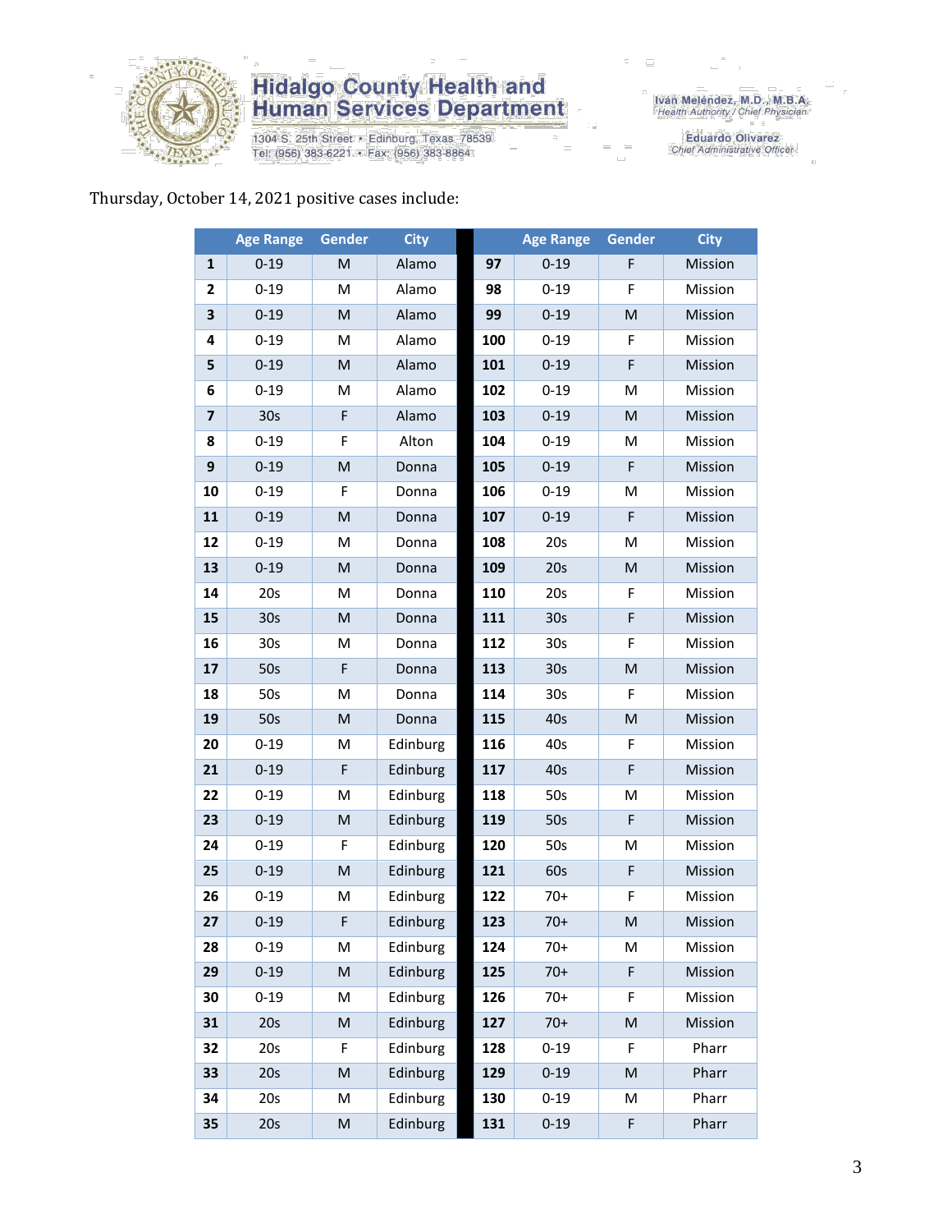# Hidalgo County Health and Human Services Department

1304 S. 25th Street • Edinburg, Texas 78539
Tel: (956) 383-6221 • Fax: (956) 383-8864

Iván Meléndez, M.D., M.B.A.
*Health Authority / Chief Physician*

Eduardo Olivarez
*Chief Administrative Officer*

Thursday, October 14, 2021 positive cases include:

| | Age Range | Gender | City |
|---|---|---|---|
| 1 | 0-19 | M | Alamo |
| 2 | 0-19 | M | Alamo |
| 3 | 0-19 | M | Alamo |
| 4 | 0-19 | M | Alamo |
| 5 | 0-19 | M | Alamo |
| 6 | 0-19 | M | Alamo |
| 7 | 30s | F | Alamo |
| 8 | 0-19 | F | Alton |
| 9 | 0-19 | M | Donna |
| 10 | 0-19 | F | Donna |
| 11 | 0-19 | M | Donna |
| 12 | 0-19 | M | Donna |
| 13 | 0-19 | M | Donna |
| 14 | 20s | M | Donna |
| 15 | 30s | M | Donna |
| 16 | 30s | M | Donna |
| 17 | 50s | F | Donna |
| 18 | 50s | M | Donna |
| 19 | 50s | M | Donna |
| 20 | 0-19 | M | Edinburg |
| 21 | 0-19 | F | Edinburg |
| 22 | 0-19 | M | Edinburg |
| 23 | 0-19 | M | Edinburg |
| 24 | 0-19 | F | Edinburg |
| 25 | 0-19 | M | Edinburg |
| 26 | 0-19 | M | Edinburg |
| 27 | 0-19 | F | Edinburg |
| 28 | 0-19 | M | Edinburg |
| 29 | 0-19 | M | Edinburg |
| 30 | 0-19 | M | Edinburg |
| 31 | 20s | M | Edinburg |
| 32 | 20s | F | Edinburg |
| 33 | 20s | M | Edinburg |
| 34 | 20s | M | Edinburg |
| 35 | 20s | M | Edinburg |
| 97 | 0-19 | F | Mission |
| 98 | 0-19 | F | Mission |
| 99 | 0-19 | M | Mission |
| 100 | 0-19 | F | Mission |
| 101 | 0-19 | F | Mission |
| 102 | 0-19 | M | Mission |
| 103 | 0-19 | M | Mission |
| 104 | 0-19 | M | Mission |
| 105 | 0-19 | F | Mission |
| 106 | 0-19 | M | Mission |
| 107 | 0-19 | F | Mission |
| 108 | 20s | M | Mission |
| 109 | 20s | M | Mission |
| 110 | 20s | F | Mission |
| 111 | 30s | F | Mission |
| 112 | 30s | F | Mission |
| 113 | 30s | M | Mission |
| 114 | 30s | F | Mission |
| 115 | 40s | M | Mission |
| 116 | 40s | F | Mission |
| 117 | 40s | F | Mission |
| 118 | 50s | M | Mission |
| 119 | 50s | F | Mission |
| 120 | 50s | M | Mission |
| 121 | 60s | F | Mission |
| 122 | 70+ | F | Mission |
| 123 | 70+ | M | Mission |
| 124 | 70+ | M | Mission |
| 125 | 70+ | F | Mission |
| 126 | 70+ | F | Mission |
| 127 | 70+ | M | Mission |
| 128 | 0-19 | F | Pharr |
| 129 | 0-19 | M | Pharr |
| 130 | 0-19 | M | Pharr |
| 131 | 0-19 | F | Pharr |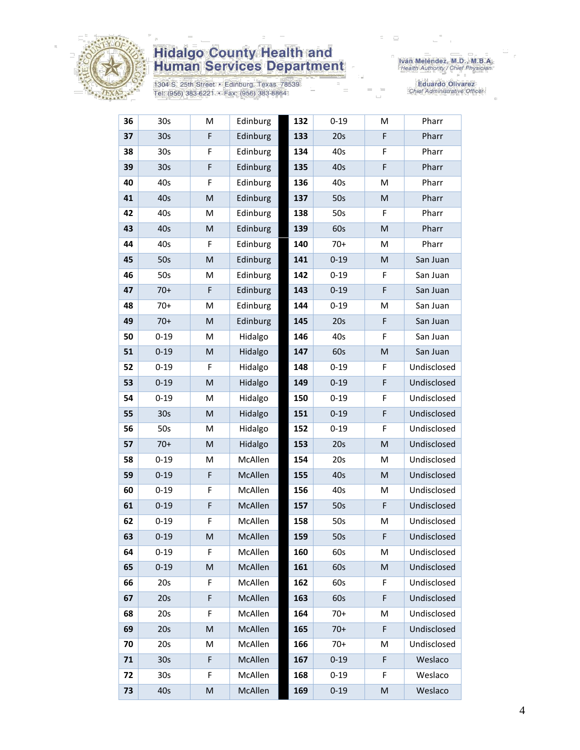| 36 | 30s | M | Edinburg | | 132 | 0-19 | M | Pharr |
|---|---|---|---|---|---|---|---|---|
| 37 | 30s | F | Edinburg | | 133 | 20s | F | Pharr |
| 38 | 30s | F | Edinburg | | 134 | 40s | F | Pharr |
| 39 | 30s | F | Edinburg | | 135 | 40s | F | Pharr |
| 40 | 40s | F | Edinburg | | 136 | 40s | M | Pharr |
| 41 | 40s | M | Edinburg | | 137 | 50s | M | Pharr |
| 42 | 40s | M | Edinburg | | 138 | 50s | F | Pharr |
| 43 | 40s | M | Edinburg | | 139 | 60s | M | Pharr |
| 44 | 40s | F | Edinburg | | 140 | 70+ | M | Pharr |
| 45 | 50s | M | Edinburg | | 141 | 0-19 | M | San Juan |
| 46 | 50s | M | Edinburg | | 142 | 0-19 | F | San Juan |
| 47 | 70+ | F | Edinburg | | 143 | 0-19 | F | San Juan |
| 48 | 70+ | M | Edinburg | | 144 | 0-19 | M | San Juan |
| 49 | 70+ | M | Edinburg | | 145 | 20s | F | San Juan |
| 50 | 0-19 | M | Hidalgo | | 146 | 40s | F | San Juan |
| 51 | 0-19 | M | Hidalgo | | 147 | 60s | M | San Juan |
| 52 | 0-19 | F | Hidalgo | | 148 | 0-19 | F | Undisclosed |
| 53 | 0-19 | M | Hidalgo | | 149 | 0-19 | F | Undisclosed |
| 54 | 0-19 | M | Hidalgo | | 150 | 0-19 | F | Undisclosed |
| 55 | 30s | M | Hidalgo | | 151 | 0-19 | F | Undisclosed |
| 56 | 50s | M | Hidalgo | | 152 | 0-19 | F | Undisclosed |
| 57 | 70+ | M | Hidalgo | | 153 | 20s | M | Undisclosed |
| 58 | 0-19 | M | McAllen | | 154 | 20s | M | Undisclosed |
| 59 | 0-19 | F | McAllen | | 155 | 40s | M | Undisclosed |
| 60 | 0-19 | F | McAllen | | 156 | 40s | M | Undisclosed |
| 61 | 0-19 | F | McAllen | | 157 | 50s | F | Undisclosed |
| 62 | 0-19 | F | McAllen | | 158 | 50s | M | Undisclosed |
| 63 | 0-19 | M | McAllen | | 159 | 50s | F | Undisclosed |
| 64 | 0-19 | F | McAllen | | 160 | 60s | M | Undisclosed |
| 65 | 0-19 | M | McAllen | | 161 | 60s | M | Undisclosed |
| 66 | 20s | F | McAllen | | 162 | 60s | F | Undisclosed |
| 67 | 20s | F | McAllen | | 163 | 60s | F | Undisclosed |
| 68 | 20s | F | McAllen | | 164 | 70+ | M | Undisclosed |
| 69 | 20s | M | McAllen | | 165 | 70+ | F | Undisclosed |
| 70 | 20s | M | McAllen | | 166 | 70+ | M | Undisclosed |
| 71 | 30s | F | McAllen | | 167 | 0-19 | F | Weslaco |
| 72 | 30s | F | McAllen | | 168 | 0-19 | F | Weslaco |
| 73 | 40s | M | McAllen | | 169 | 0-19 | M | Weslaco |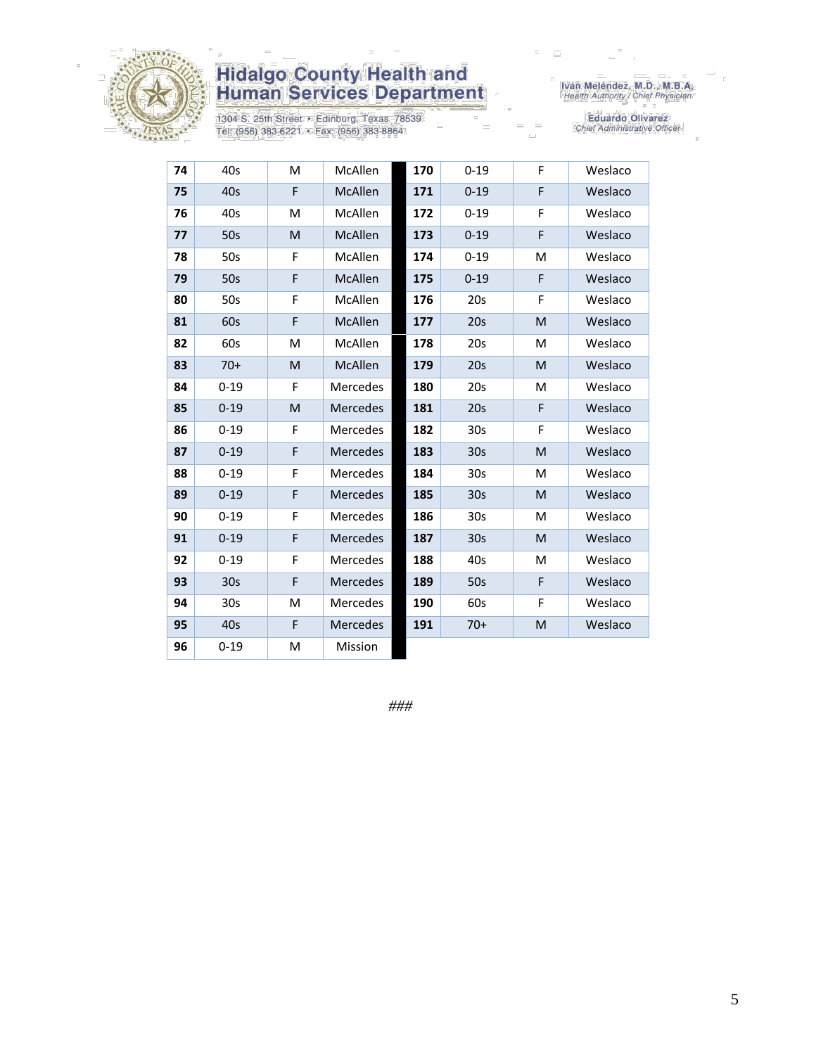| | | | | | | | |
|---|---|---|---|---|---|---|---|
| **74** | 40s | M | McAllen | **170** | 0-19 | F | Weslaco |
| **75** | 40s | F | McAllen | **171** | 0-19 | F | Weslaco |
| **76** | 40s | M | McAllen | **172** | 0-19 | F | Weslaco |
| **77** | 50s | M | McAllen | **173** | 0-19 | F | Weslaco |
| **78** | 50s | F | McAllen | **174** | 0-19 | M | Weslaco |
| **79** | 50s | F | McAllen | **175** | 0-19 | F | Weslaco |
| **80** | 50s | F | McAllen | **176** | 20s | F | Weslaco |
| **81** | 60s | F | McAllen | **177** | 20s | M | Weslaco |
| **82** | 60s | M | McAllen | **178** | 20s | M | Weslaco |
| **83** | 70+ | M | McAllen | **179** | 20s | M | Weslaco |
| **84** | 0-19 | F | Mercedes | **180** | 20s | M | Weslaco |
| **85** | 0-19 | M | Mercedes | **181** | 20s | F | Weslaco |
| **86** | 0-19 | F | Mercedes | **182** | 30s | F | Weslaco |
| **87** | 0-19 | F | Mercedes | **183** | 30s | M | Weslaco |
| **88** | 0-19 | F | Mercedes | **184** | 30s | M | Weslaco |
| **89** | 0-19 | F | Mercedes | **185** | 30s | M | Weslaco |
| **90** | 0-19 | F | Mercedes | **186** | 30s | M | Weslaco |
| **91** | 0-19 | F | Mercedes | **187** | 30s | M | Weslaco |
| **92** | 0-19 | F | Mercedes | **188** | 40s | M | Weslaco |
| **93** | 30s | F | Mercedes | **189** | 50s | F | Weslaco |
| **94** | 30s | M | Mercedes | **190** | 60s | F | Weslaco |
| **95** | 40s | F | Mercedes | **191** | 70+ | M | Weslaco |
| **96** | 0-19 | M | Mission | | | | |

###